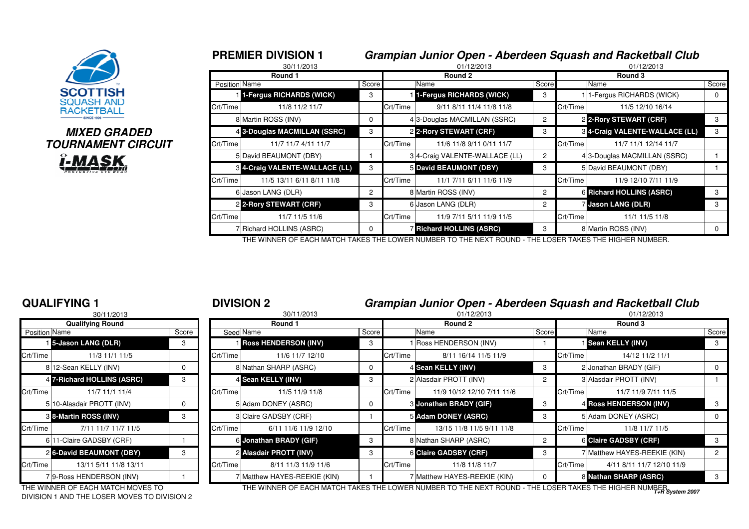**MIXED GRADED TOURNAMENT CIRCUIT**

## PREMIER DIVISION 1

### *Grampian Junior Open - Aberdeen Squash and Racketball Club*

| Round 1 (30/11/2013) | | | Round 2 (01/12/2013) | | | Round 3 (01/12/2013) | | |
|---|---|---|---|---|---|---|---|---|
| Position | Name | Score | | Name | Score | | Name | Score |
| 1 | **1-Fergus RICHARDS (WICK)** | 3 | 1 | **1-Fergus RICHARDS (WICK)** | 3 | 1 | 1-Fergus RICHARDS (WICK) | 0 |
| Crt/Time | 11/8 11/2 11/7 | | Crt/Time | 9/11 8/11 11/4 11/8 11/8 | | Crt/Time | 11/5 12/10 16/14 | |
| 8 | Martin ROSS (INV) | 0 | 4 | 3-Douglas MACMILLAN (SSRC) | 2 | 2 | **2-Rory STEWART (CRF)** | 3 |
| 4 | **3-Douglas MACMILLAN (SSRC)** | 3 | 2 | **2-Rory STEWART (CRF)** | 3 | 3 | **4-Craig VALENTE-WALLACE (LL)** | 3 |
| Crt/Time | 11/7 11/7 4/11 11/7 | | Crt/Time | 11/6 11/8 9/11 0/11 11/7 | | Crt/Time | 11/7 11/1 12/14 11/7 | |
| 5 | David BEAUMONT (DBY) | 1 | 3 | 4-Craig VALENTE-WALLACE (LL) | 2 | 4 | 3-Douglas MACMILLAN (SSRC) | 1 |
| 3 | **4-Craig VALENTE-WALLACE (LL)** | 3 | 5 | **David BEAUMONT (DBY)** | 3 | 5 | David BEAUMONT (DBY) | 1 |
| Crt/Time | 11/5 13/11 6/11 8/11 11/8 | | Crt/Time | 11/1 7/11 6/11 11/6 11/9 | | Crt/Time | 11/9 12/10 7/11 11/9 | |
| 6 | Jason LANG (DLR) | 2 | 8 | Martin ROSS (INV) | 2 | 6 | **Richard HOLLINS (ASRC)** | 3 |
| 2 | **2-Rory STEWART (CRF)** | 3 | 6 | Jason LANG (DLR) | 2 | 7 | **Jason LANG (DLR)** | 3 |
| Crt/Time | 11/7 11/5 11/6 | | Crt/Time | 11/9 7/11 5/11 11/9 11/5 | | Crt/Time | 11/1 11/5 11/8 | |
| 7 | Richard HOLLINS (ASRC) | 0 | 7 | **Richard HOLLINS (ASRC)** | 3 | 8 | Martin ROSS (INV) | 0 |

THE WINNER OF EACH MATCH TAKES THE LOWER NUMBER TO THE NEXT ROUND - THE LOSER TAKES THE HIGHER NUMBER.

## QUALIFYING 1

| Qualifying Round (30/11/2013) | | |
|---|---|---|
| Position | Name | Score |
| 1 | **5-Jason LANG (DLR)** | 3 |
| Crt/Time | 11/3 11/1 11/5 | |
| 8 | 12-Sean KELLY (INV) | 0 |
| 4 | **7-Richard HOLLINS (ASRC)** | 3 |
| Crt/Time | 11/7 11/1 11/4 | |
| 5 | 10-Alasdair PROTT (INV) | 0 |
| 3 | **8-Martin ROSS (INV)** | 3 |
| Crt/Time | 7/11 11/7 11/7 11/5 | |
| 6 | 11-Claire GADSBY (CRF) | 1 |
| 2 | **6-David BEAUMONT (DBY)** | 3 |
| Crt/Time | 13/11 5/11 11/8 13/11 | |
| 7 | 9-Ross HENDERSON (INV) | 1 |

THE WINNER OF EACH MATCH MOVES TO DIVISION 1 AND THE LOSER MOVES TO DIVISION 2

## DIVISION 2

### *Grampian Junior Open - Aberdeen Squash and Racketball Club*

| Round 1 (30/11/2013) | | | Round 2 (01/12/2013) | | | Round 3 (01/12/2013) | | |
|---|---|---|---|---|---|---|---|---|
| Seed | Name | Score | | Name | Score | | Name | Score |
| 1 | **Ross HENDERSON (INV)** | 3 | 1 | Ross HENDERSON (INV) | 1 | 1 | **Sean KELLY (INV)** | 3 |
| Crt/Time | 11/6 11/7 12/10 | | Crt/Time | 8/11 16/14 11/5 11/9 | | Crt/Time | 14/12 11/2 11/1 | |
| 8 | Nathan SHARP (ASRC) | 0 | 4 | **Sean KELLY (INV)** | 3 | 2 | Jonathan BRADY (GIF) | 0 |
| 4 | **Sean KELLY (INV)** | 3 | 2 | Alasdair PROTT (INV) | 2 | 3 | Alasdair PROTT (INV) | 1 |
| Crt/Time | 11/5 11/9 11/8 | | Crt/Time | 11/9 10/12 12/10 7/11 11/6 | | Crt/Time | 11/7 11/9 7/11 11/5 | |
| 5 | Adam DONEY (ASRC) | 0 | 3 | **Jonathan BRADY (GIF)** | 3 | 4 | **Ross HENDERSON (INV)** | 3 |
| 3 | Claire GADSBY (CRF) | 1 | 5 | **Adam DONEY (ASRC)** | 3 | 5 | Adam DONEY (ASRC) | 0 |
| Crt/Time | 6/11 11/6 11/9 12/10 | | Crt/Time | 13/15 11/8 11/5 9/11 11/8 | | Crt/Time | 11/8 11/7 11/5 | |
| 6 | **Jonathan BRADY (GIF)** | 3 | 8 | Nathan SHARP (ASRC) | 2 | 6 | **Claire GADSBY (CRF)** | 3 |
| 2 | **Alasdair PROTT (INV)** | 3 | 6 | **Claire GADSBY (CRF)** | 3 | 7 | Matthew HAYES-REEKIE (KIN) | 2 |
| Crt/Time | 8/11 11/3 11/9 11/6 | | Crt/Time | 11/8 11/8 11/7 | | Crt/Time | 4/11 8/11 11/7 12/10 11/9 | |
| 7 | Matthew HAYES-REEKIE (KIN) | 1 | 7 | Matthew HAYES-REEKIE (KIN) | 0 | 8 | **Nathan SHARP (ASRC)** | 3 |

THE WINNER OF EACH MATCH TAKES THE LOWER NUMBER TO THE NEXT ROUND - THE LOSER TAKES THE HIGHER NUMBER.

*T+R System 2007*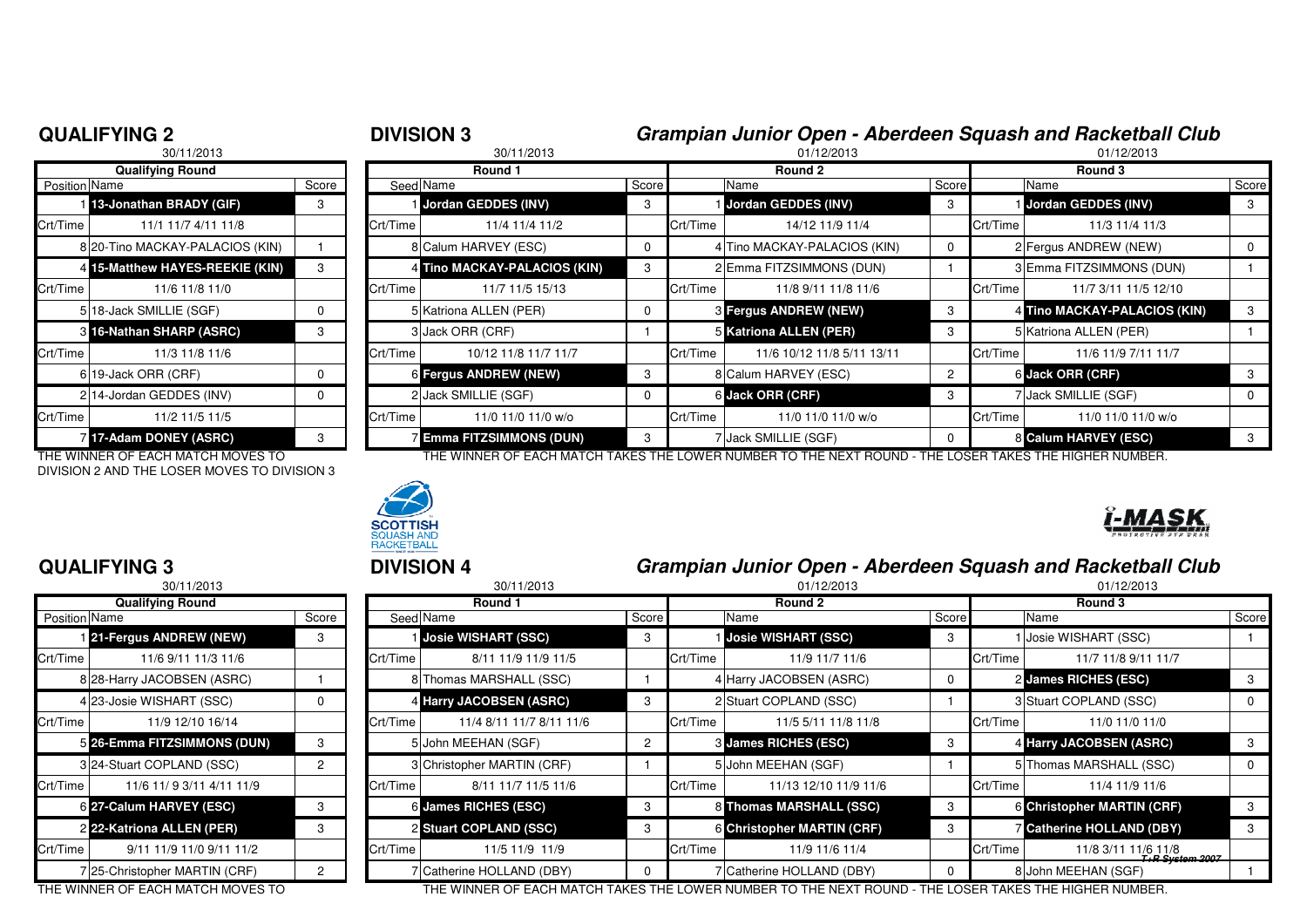## QUALIFYING 2

30/11/2013

| Position | Name | Score |
|---|---|---|
| | **Qualifying Round** | |
| 1 | **13-Jonathan BRADY (GIF)** | 3 |
| Crt/Time | 11/1 11/7 4/11 11/8 | |
| 8 | 20-Tino MACKAY-PALACIOS (KIN) | 1 |
| 4 | **15-Matthew HAYES-REEKIE (KIN)** | 3 |
| Crt/Time | 11/6 11/8 11/0 | |
| 5 | 18-Jack SMILLIE (SGF) | 0 |
| 3 | **16-Nathan SHARP (ASRC)** | 3 |
| Crt/Time | 11/3 11/8 11/6 | |
| 6 | 19-Jack ORR (CRF) | 0 |
| 2 | 14-Jordan GEDDES (INV) | 0 |
| Crt/Time | 11/2 11/5 11/5 | |
| 7 | **17-Adam DONEY (ASRC)** | 3 |

THE WINNER OF EACH MATCH MOVES TO DIVISION 2 AND THE LOSER MOVES TO DIVISION 3

## DIVISION 3

### Grampian Junior Open - Aberdeen Squash and Racketball Club

| Seed | Round 1 (30/11/2013) Name | Score | | Round 2 (01/12/2013) Name | Score | | Round 3 (01/12/2013) Name | Score |
|---|---|---|---|---|---|---|---|---|
| 1 | **Jordan GEDDES (INV)** | 3 | 1 | **Jordan GEDDES (INV)** | 3 | 1 | **Jordan GEDDES (INV)** | 3 |
| Crt/Time | 11/4 11/4 11/2 | | Crt/Time | 14/12 11/9 11/4 | | Crt/Time | 11/3 11/4 11/3 | |
| 8 | Calum HARVEY (ESC) | 0 | 4 | Tino MACKAY-PALACIOS (KIN) | 0 | 2 | Fergus ANDREW (NEW) | 0 |
| 4 | **Tino MACKAY-PALACIOS (KIN)** | 3 | 2 | Emma FITZSIMMONS (DUN) | 1 | 3 | Emma FITZSIMMONS (DUN) | 1 |
| Crt/Time | 11/7 11/5 15/13 | | Crt/Time | 11/8 9/11 11/8 11/6 | | Crt/Time | 11/7 3/11 11/5 12/10 | |
| 5 | Katriona ALLEN (PER) | 0 | 3 | **Fergus ANDREW (NEW)** | 3 | 4 | **Tino MACKAY-PALACIOS (KIN)** | 3 |
| 3 | Jack ORR (CRF) | 1 | 5 | **Katriona ALLEN (PER)** | 3 | 5 | Katriona ALLEN (PER) | 1 |
| Crt/Time | 10/12 11/8 11/7 11/7 | | Crt/Time | 11/6 10/12 11/8 5/11 13/11 | | Crt/Time | 11/6 11/9 7/11 11/7 | |
| 6 | **Fergus ANDREW (NEW)** | 3 | 8 | Calum HARVEY (ESC) | 2 | 6 | **Jack ORR (CRF)** | 3 |
| 2 | Jack SMILLIE (SGF) | 0 | 6 | **Jack ORR (CRF)** | 3 | 7 | Jack SMILLIE (SGF) | 0 |
| Crt/Time | 11/0 11/0 11/0 w/o | | Crt/Time | 11/0 11/0 11/0 w/o | | Crt/Time | 11/0 11/0 11/0 w/o | |
| 7 | **Emma FITZSIMMONS (DUN)** | 3 | 7 | Jack SMILLIE (SGF) | 0 | 8 | **Calum HARVEY (ESC)** | 3 |

THE WINNER OF EACH MATCH TAKES THE LOWER NUMBER TO THE NEXT ROUND - THE LOSER TAKES THE HIGHER NUMBER.

SCOTTISH SQUASH AND RACKETBALL

i-MASK

## QUALIFYING 3

30/11/2013

| Position | Name | Score |
|---|---|---|
| | **Qualifying Round** | |
| 1 | **21-Fergus ANDREW (NEW)** | 3 |
| Crt/Time | 11/6 9/11 11/3 11/6 | |
| 8 | 28-Harry JACOBSEN (ASRC) | 1 |
| 4 | 23-Josie WISHART (SSC) | 0 |
| Crt/Time | 11/9 12/10 16/14 | |
| 5 | **26-Emma FITZSIMMONS (DUN)** | 3 |
| 3 | 24-Stuart COPLAND (SSC) | 2 |
| Crt/Time | 11/6 11/ 9 3/11 4/11 11/9 | |
| 6 | **27-Calum HARVEY (ESC)** | 3 |
| 2 | **22-Katriona ALLEN (PER)** | 3 |
| Crt/Time | 9/11 11/9 11/0 9/11 11/2 | |
| 7 | 25-Christopher MARTIN (CRF) | 2 |

THE WINNER OF EACH MATCH MOVES TO

## DIVISION 4

### Grampian Junior Open - Aberdeen Squash and Racketball Club

| Seed | Round 1 (30/11/2013) Name | Score | | Round 2 (01/12/2013) Name | Score | | Round 3 (01/12/2013) Name | Score |
|---|---|---|---|---|---|---|---|---|
| 1 | **Josie WISHART (SSC)** | 3 | 1 | **Josie WISHART (SSC)** | 3 | 1 | Josie WISHART (SSC) | 1 |
| Crt/Time | 8/11 11/9 11/9 11/5 | | Crt/Time | 11/9 11/7 11/6 | | Crt/Time | 11/7 11/8 9/11 11/7 | |
| 8 | Thomas MARSHALL (SSC) | 1 | 4 | Harry JACOBSEN (ASRC) | 0 | 2 | **James RICHES (ESC)** | 3 |
| 4 | **Harry JACOBSEN (ASRC)** | 3 | 2 | Stuart COPLAND (SSC) | 1 | 3 | Stuart COPLAND (SSC) | 0 |
| Crt/Time | 11/4 8/11 11/7 8/11 11/6 | | Crt/Time | 11/5 5/11 11/8 11/8 | | Crt/Time | 11/0 11/0 11/0 | |
| 5 | John MEEHAN (SGF) | 2 | 3 | **James RICHES (ESC)** | 3 | 4 | **Harry JACOBSEN (ASRC)** | 3 |
| 3 | Christopher MARTIN (CRF) | 1 | 5 | John MEEHAN (SGF) | 1 | 5 | Thomas MARSHALL (SSC) | 0 |
| Crt/Time | 8/11 11/7 11/5 11/6 | | Crt/Time | 11/13 12/10 11/9 11/6 | | Crt/Time | 11/4 11/9 11/6 | |
| 6 | **James RICHES (ESC)** | 3 | 8 | **Thomas MARSHALL (SSC)** | 3 | 6 | **Christopher MARTIN (CRF)** | 3 |
| 2 | **Stuart COPLAND (SSC)** | 3 | 6 | **Christopher MARTIN (CRF)** | 3 | 7 | **Catherine HOLLAND (DBY)** | 3 |
| Crt/Time | 11/5 11/9 11/9 | | Crt/Time | 11/9 11/6 11/4 | | Crt/Time | 11/8 3/11 11/6 11/8 | |
| 7 | Catherine HOLLAND (DBY) | 0 | 7 | Catherine HOLLAND (DBY) | 0 | 8 | John MEEHAN (SGF) | 1 |

THE WINNER OF EACH MATCH TAKES THE LOWER NUMBER TO THE NEXT ROUND - THE LOSER TAKES THE HIGHER NUMBER.

*T+R System 2007*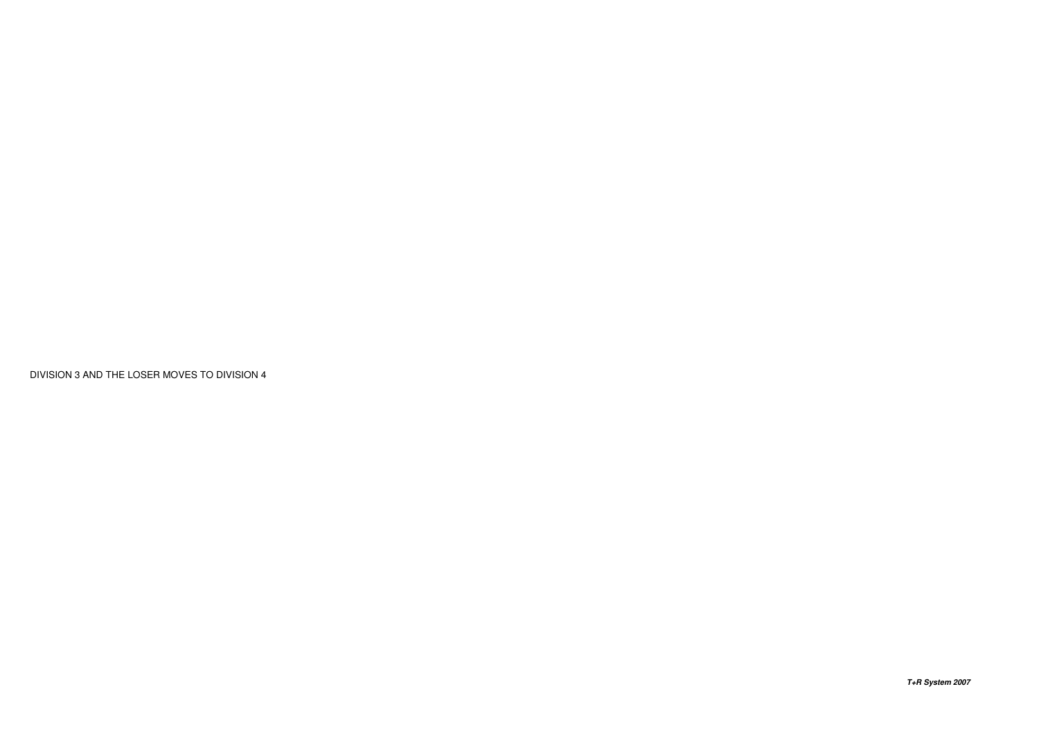DIVISION 3 AND THE LOSER MOVES TO DIVISION 4

***T+R System 2007***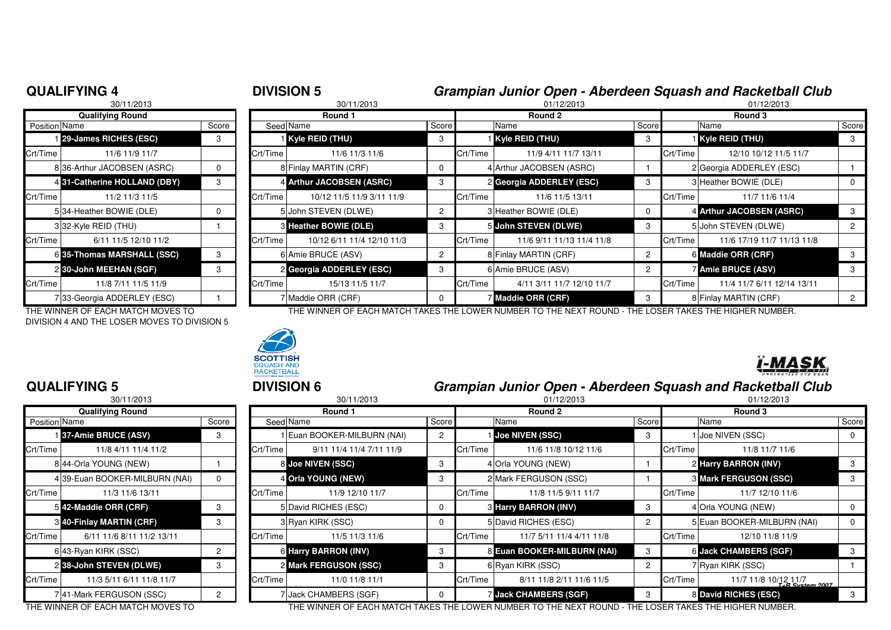## QUALIFYING 4

30/11/2013

| Qualifying Round | | |
|---|---|---|
| Position | Name | Score |
| 1 | **29-James RICHES (ESC)** | 3 |
| Crt/Time | 11/6 11/9 11/7 | |
| 8 | 36-Arthur JACOBSEN (ASRC) | 0 |
| 4 | **31-Catherine HOLLAND (DBY)** | 3 |
| Crt/Time | 11/2 11/3 11/5 | |
| 5 | 34-Heather BOWIE (DLE) | 0 |
| 3 | 32-Kyle REID (THU) | 1 |
| Crt/Time | 6/11 11/5 12/10 11/2 | |
| 6 | **35-Thomas MARSHALL (SSC)** | 3 |
| 2 | **30-John MEEHAN (SGF)** | 3 |
| Crt/Time | 11/8 7/11 11/5 11/9 | |
| 7 | 33-Georgia ADDERLEY (ESC) | 1 |

THE WINNER OF EACH MATCH MOVES TO DIVISION 4 AND THE LOSER MOVES TO DIVISION 5

## DIVISION 5

### Grampian Junior Open - Aberdeen Squash and Racketball Club

| Round 1 (30/11/2013) | | | Round 2 (01/12/2013) | | | Round 3 (01/12/2013) | | |
|---|---|---|---|---|---|---|---|---|
| Seed | Name | Score | | Name | Score | | Name | Score |
| 1 | **Kyle REID (THU)** | 3 | 1 | **Kyle REID (THU)** | 3 | 1 | **Kyle REID (THU)** | 3 |
| Crt/Time | 11/6 11/3 11/6 | | Crt/Time | 11/9 4/11 11/7 13/11 | | Crt/Time | 12/10 10/12 11/5 11/7 | |
| 8 | Finlay MARTIN (CRF) | 0 | 4 | Arthur JACOBSEN (ASRC) | 1 | 2 | Georgia ADDERLEY (ESC) | 1 |
| 4 | **Arthur JACOBSEN (ASRC)** | 3 | 2 | **Georgia ADDERLEY (ESC)** | 3 | 3 | Heather BOWIE (DLE) | 0 |
| Crt/Time | 10/12 11/5 11/9 3/11 11/9 | | Crt/Time | 11/6 11/5 13/11 | | Crt/Time | 11/7 11/6 11/4 | |
| 5 | John STEVEN (DLWE) | 2 | 3 | Heather BOWIE (DLE) | 0 | 4 | **Arthur JACOBSEN (ASRC)** | 3 |
| 3 | **Heather BOWIE (DLE)** | 3 | 5 | **John STEVEN (DLWE)** | 3 | 5 | John STEVEN (DLWE) | 2 |
| Crt/Time | 10/12 6/11 11/4 12/10 11/3 | | Crt/Time | 11/6 9/11 11/13 11/4 11/8 | | Crt/Time | 11/6 17/19 11/7 11/13 11/8 | |
| 6 | Amie BRUCE (ASV) | 2 | 8 | Finlay MARTIN (CRF) | 2 | 6 | **Maddie ORR (CRF)** | 3 |
| 2 | **Georgia ADDERLEY (ESC)** | 3 | 6 | Amie BRUCE (ASV) | 2 | 7 | **Amie BRUCE (ASV)** | 3 |
| Crt/Time | 15/13 11/5 11/7 | | Crt/Time | 4/11 3/11 11/7 12/10 11/7 | | Crt/Time | 11/4 11/7 6/11 12/14 13/11 | |
| 7 | Maddie ORR (CRF) | 0 | 7 | **Maddie ORR (CRF)** | 3 | 8 | Finlay MARTIN (CRF) | 2 |

THE WINNER OF EACH MATCH TAKES THE LOWER NUMBER TO THE NEXT ROUND - THE LOSER TAKES THE HIGHER NUMBER.

## QUALIFYING 5

30/11/2013

| Qualifying Round | | |
|---|---|---|
| Position | Name | Score |
| 1 | **37-Amie BRUCE (ASV)** | 3 |
| Crt/Time | 11/8 4/11 11/4 11/2 | |
| 8 | 44-Orla YOUNG (NEW) | 1 |
| 4 | 39-Euan BOOKER-MILBURN (NAI) | 0 |
| Crt/Time | 11/3 11/6 13/11 | |
| 5 | **42-Maddie ORR (CRF)** | 3 |
| 3 | **40-Finlay MARTIN (CRF)** | 3 |
| Crt/Time | 6/11 11/6 8/11 11/2 13/11 | |
| 6 | 43-Ryan KIRK (SSC) | 2 |
| 2 | **38-John STEVEN (DLWE)** | 3 |
| Crt/Time | 11/3 5/11 6/11 11/8 11/7 | |
| 7 | 41-Mark FERGUSON (SSC) | 2 |

THE WINNER OF EACH MATCH MOVES TO

## DIVISION 6

### Grampian Junior Open - Aberdeen Squash and Racketball Club

| Round 1 (30/11/2013) | | | Round 2 (01/12/2013) | | | Round 3 (01/12/2013) | | |
|---|---|---|---|---|---|---|---|---|
| Seed | Name | Score | | Name | Score | | Name | Score |
| 1 | Euan BOOKER-MILBURN (NAI) | 2 | 1 | **Joe NIVEN (SSC)** | 3 | 1 | Joe NIVEN (SSC) | 0 |
| Crt/Time | 9/11 11/4 11/4 7/11 11/9 | | Crt/Time | 11/6 11/8 10/12 11/6 | | Crt/Time | 11/8 11/7 11/6 | |
| 8 | **Joe NIVEN (SSC)** | 3 | 4 | Orla YOUNG (NEW) | 1 | 2 | **Harry BARRON (INV)** | 3 |
| 4 | **Orla YOUNG (NEW)** | 3 | 2 | Mark FERGUSON (SSC) | 1 | 3 | **Mark FERGUSON (SSC)** | 3 |
| Crt/Time | 11/9 12/10 11/7 | | Crt/Time | 11/8 11/5 9/11 11/7 | | Crt/Time | 11/7 12/10 11/6 | |
| 5 | David RICHES (ESC) | 0 | 3 | **Harry BARRON (INV)** | 3 | 4 | Orla YOUNG (NEW) | 0 |
| 3 | Ryan KIRK (SSC) | 0 | 5 | David RICHES (ESC) | 2 | 5 | Euan BOOKER-MILBURN (NAI) | 0 |
| Crt/Time | 11/5 11/3 11/6 | | Crt/Time | 11/7 5/11 11/4 4/11 11/8 | | Crt/Time | 12/10 11/8 11/9 | |
| 6 | **Harry BARRON (INV)** | 3 | 8 | **Euan BOOKER-MILBURN (NAI)** | 3 | 6 | **Jack CHAMBERS (SGF)** | 3 |
| 2 | **Mark FERGUSON (SSC)** | 3 | 6 | Ryan KIRK (SSC) | 2 | 7 | Ryan KIRK (SSC) | 1 |
| Crt/Time | 11/0 11/8 11/1 | | Crt/Time | 8/11 11/8 2/11 11/6 11/5 | | Crt/Time | 11/7 11/8 10/12 11/7 | |
| 7 | Jack CHAMBERS (SGF) | 0 | 7 | **Jack CHAMBERS (SGF)** | 3 | 8 | **David RICHES (ESC)** | 3 |

THE WINNER OF EACH MATCH TAKES THE LOWER NUMBER TO THE NEXT ROUND - THE LOSER TAKES THE HIGHER NUMBER.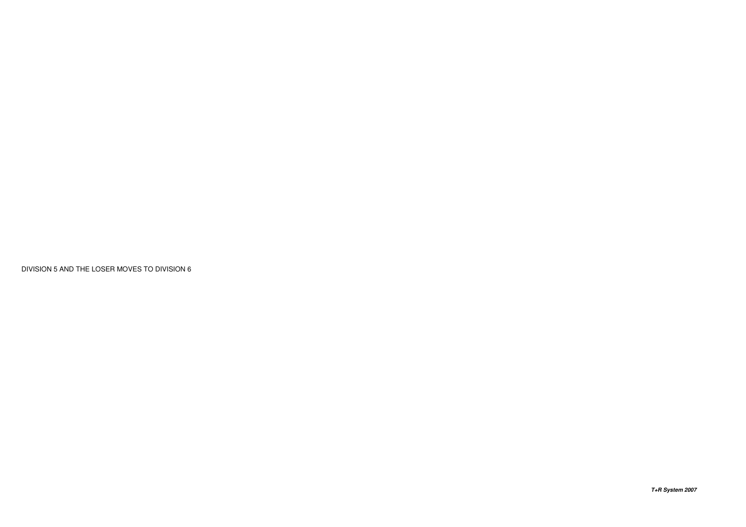DIVISION 5 AND THE LOSER MOVES TO DIVISION 6

***T+R System 2007***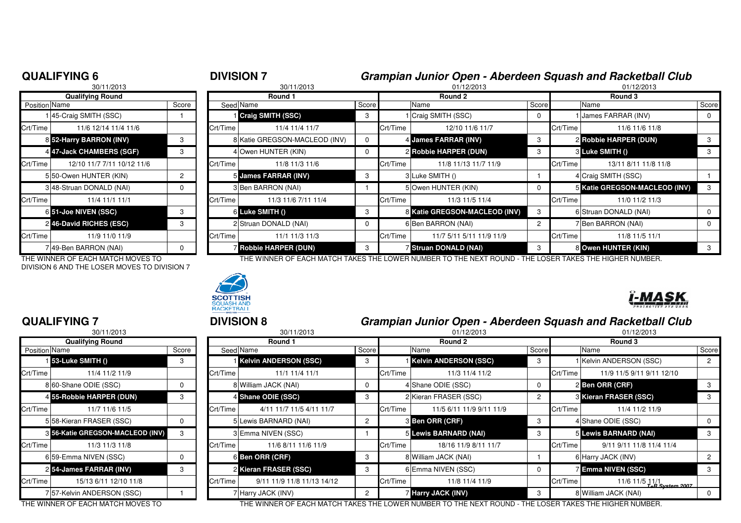## QUALIFYING 6

30/11/2013

| Position | Name | Score |
|---|---|---|
| | **Qualifying Round** | |
| 1 | 45-Craig SMITH (SSC) | 1 |
| Crt/Time | 11/6 12/14 11/4 11/6 | |
| 8 | **52-Harry BARRON (INV)** | 3 |
| 4 | **47-Jack CHAMBERS (SGF)** | 3 |
| Crt/Time | 12/10 11/7 7/11 10/12 11/6 | |
| 5 | 50-Owen HUNTER (KIN) | 2 |
| 3 | 48-Struan DONALD (NAI) | 0 |
| Crt/Time | 11/4 11/1 11/1 | |
| 6 | **51-Joe NIVEN (SSC)** | 3 |
| 2 | **46-David RICHES (ESC)** | 3 |
| Crt/Time | 11/9 11/0 11/9 | |
| 7 | 49-Ben BARRON (NAI) | 0 |

THE WINNER OF EACH MATCH MOVES TO DIVISION 6 AND THE LOSER MOVES TO DIVISION 7

## DIVISION 7

### *Grampian Junior Open - Aberdeen Squash and Racketball Club*

| Seed | Round 1 (30/11/2013) Name | Score | | Round 2 (01/12/2013) Name | Score | | Round 3 (01/12/2013) Name | Score |
|---|---|---|---|---|---|---|---|---|
| 1 | **Craig SMITH (SSC)** | 3 | 1 | Craig SMITH (SSC) | 0 | 1 | James FARRAR (INV) | 0 |
| Crt/Time | 11/4 11/4 11/7 | | Crt/Time | 12/10 11/6 11/7 | | Crt/Time | 11/6 11/6 11/8 | |
| 8 | Katie GREGSON-MACLEOD (INV) | 0 | 4 | **James FARRAR (INV)** | 3 | 2 | **Robbie HARPER (DUN)** | 3 |
| 4 | Owen HUNTER (KIN) | 0 | 2 | **Robbie HARPER (DUN)** | 3 | 3 | **Luke SMITH ()** | 3 |
| Crt/Time | 11/8 11/3 11/6 | | Crt/Time | 11/8 11/13 11/7 11/9 | | Crt/Time | 13/11 8/11 11/8 11/8 | |
| 5 | **James FARRAR (INV)** | 3 | 3 | Luke SMITH () | 1 | 4 | Craig SMITH (SSC) | 1 |
| 3 | Ben BARRON (NAI) | 1 | 5 | Owen HUNTER (KIN) | 0 | 5 | **Katie GREGSON-MACLEOD (INV)** | 3 |
| Crt/Time | 11/3 11/6 7/11 11/4 | | Crt/Time | 11/3 11/5 11/4 | | Crt/Time | 11/0 11/2 11/3 | |
| 6 | **Luke SMITH ()** | 3 | 8 | **Katie GREGSON-MACLEOD (INV)** | 3 | 6 | Struan DONALD (NAI) | 0 |
| 2 | Struan DONALD (NAI) | 0 | 6 | Ben BARRON (NAI) | 2 | 7 | Ben BARRON (NAI) | 0 |
| Crt/Time | 11/1 11/3 11/3 | | Crt/Time | 11/7 5/11 5/11 11/9 11/9 | | Crt/Time | 11/8 11/5 11/1 | |
| 7 | **Robbie HARPER (DUN)** | 3 | 7 | **Struan DONALD (NAI)** | 3 | 8 | **Owen HUNTER (KIN)** | 3 |

THE WINNER OF EACH MATCH TAKES THE LOWER NUMBER TO THE NEXT ROUND - THE LOSER TAKES THE HIGHER NUMBER.

## QUALIFYING 7

30/11/2013

| Position | Name | Score |
|---|---|---|
| | **Qualifying Round** | |
| 1 | **53-Luke SMITH ()** | 3 |
| Crt/Time | 11/4 11/2 11/9 | |
| 8 | 60-Shane ODIE (SSC) | 0 |
| 4 | **55-Robbie HARPER (DUN)** | 3 |
| Crt/Time | 11/7 11/6 11/5 | |
| 5 | 58-Kieran FRASER (SSC) | 0 |
| 3 | **56-Katie GREGSON-MACLEOD (INV)** | 3 |
| Crt/Time | 11/3 11/3 11/8 | |
| 6 | 59-Emma NIVEN (SSC) | 0 |
| 2 | **54-James FARRAR (INV)** | 3 |
| Crt/Time | 15/13 6/11 12/10 11/8 | |
| 7 | 57-Kelvin ANDERSON (SSC) | 1 |

THE WINNER OF EACH MATCH MOVES TO

## DIVISION 8

### *Grampian Junior Open - Aberdeen Squash and Racketball Club*

| Seed | Round 1 (30/11/2013) Name | Score | | Round 2 (01/12/2013) Name | Score | | Round 3 (01/12/2013) Name | Score |
|---|---|---|---|---|---|---|---|---|
| 1 | **Kelvin ANDERSON (SSC)** | 3 | 1 | **Kelvin ANDERSON (SSC)** | 3 | 1 | Kelvin ANDERSON (SSC) | 2 |
| Crt/Time | 11/1 11/4 11/1 | | Crt/Time | 11/3 11/4 11/2 | | Crt/Time | 11/9 11/5 9/11 9/11 12/10 | |
| 8 | William JACK (NAI) | 0 | 4 | Shane ODIE (SSC) | 0 | 2 | **Ben ORR (CRF)** | 3 |
| 4 | **Shane ODIE (SSC)** | 3 | 2 | Kieran FRASER (SSC) | 2 | 3 | **Kieran FRASER (SSC)** | 3 |
| Crt/Time | 4/11 11/7 11/5 4/11 11/7 | | Crt/Time | 11/5 6/11 11/9 9/11 11/9 | | Crt/Time | 11/4 11/2 11/9 | |
| 5 | Lewis BARNARD (NAI) | 2 | 3 | **Ben ORR (CRF)** | 3 | 4 | Shane ODIE (SSC) | 0 |
| 3 | Emma NIVEN (SSC) | 1 | 5 | **Lewis BARNARD (NAI)** | 3 | 5 | **Lewis BARNARD (NAI)** | 3 |
| Crt/Time | 11/6 8/11 11/6 11/9 | | Crt/Time | 18/16 11/9 8/11 11/7 | | Crt/Time | 9/11 11/8 11/4 11/4 | |
| 6 | **Ben ORR (CRF)** | 3 | 8 | William JACK (NAI) | 1 | 6 | Harry JACK (INV) | 2 |
| 2 | **Kieran FRASER (SSC)** | 3 | 6 | Emma NIVEN (SSC) | 0 | 7 | **Emma NIVEN (SSC)** | 3 |
| Crt/Time | 9/11 11/9 11/8 11/13 14/12 | | Crt/Time | 11/8 11/4 11/9 | | Crt/Time | 11/6 11/5 11/1 | |
| 7 | Harry JACK (INV) | 2 | 7 | **Harry JACK (INV)** | 3 | 8 | William JACK (NAI) | 0 |

THE WINNER OF EACH MATCH TAKES THE LOWER NUMBER TO THE NEXT ROUND - THE LOSER TAKES THE HIGHER NUMBER.

*T+B System 2007*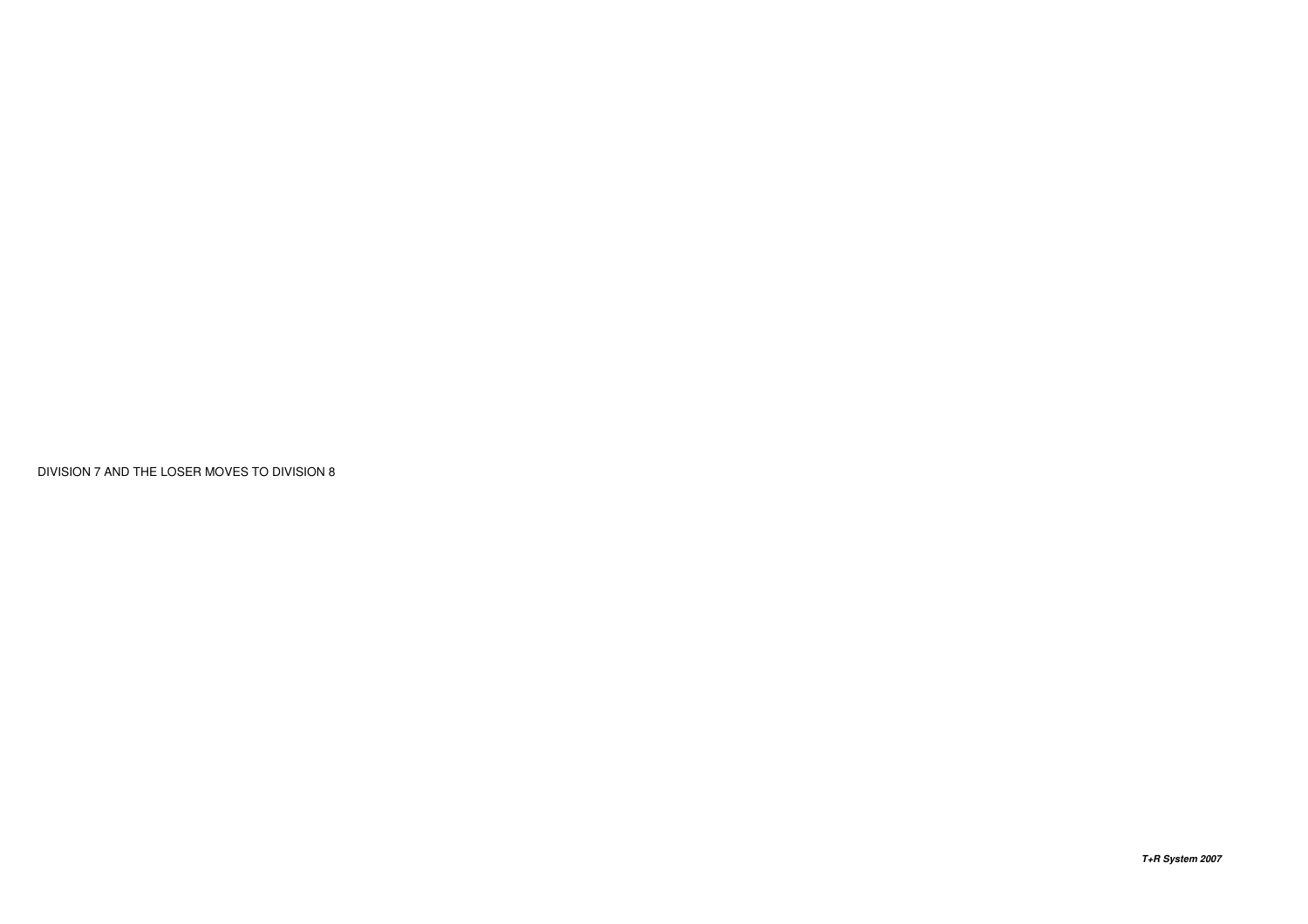DIVISION 7 AND THE LOSER MOVES TO DIVISION 8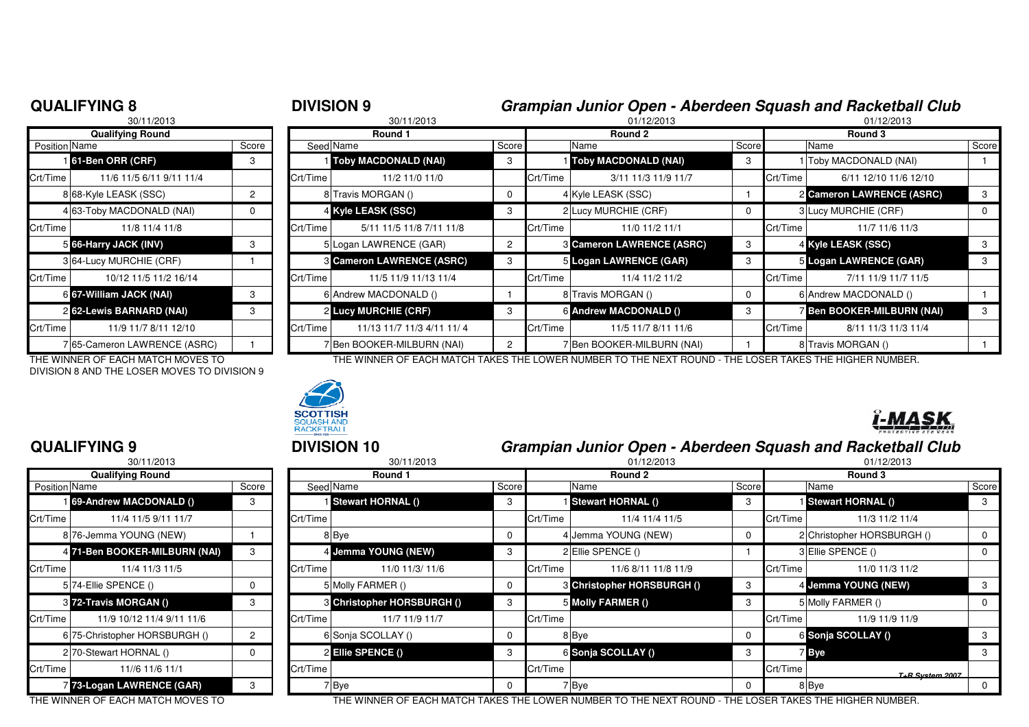## QUALIFYING 8

30/11/2013

| Position | Qualifying Round | Score |
|---|---|---|
| 1 | **61-Ben ORR (CRF)** | 3 |
| Crt/Time | 11/6 11/5 6/11 9/11 11/4 | |
| 8 | 68-Kyle LEASK (SSC) | 2 |
| 4 | 63-Toby MACDONALD (NAI) | 0 |
| Crt/Time | 11/8 11/4 11/8 | |
| 5 | **66-Harry JACK (INV)** | 3 |
| 3 | 64-Lucy MURCHIE (CRF) | 1 |
| Crt/Time | 10/12 11/5 11/2 16/14 | |
| 6 | **67-William JACK (NAI)** | 3 |
| 2 | **62-Lewis BARNARD (NAI)** | 3 |
| Crt/Time | 11/9 11/7 8/11 12/10 | |
| 7 | 65-Cameron LAWRENCE (ASRC) | 1 |

THE WINNER OF EACH MATCH MOVES TO DIVISION 8 AND THE LOSER MOVES TO DIVISION 9

## DIVISION 9

### *Grampian Junior Open - Aberdeen Squash and Racketball Club*

| Seed | Round 1 (30/11/2013) | Score | | Round 2 (01/12/2013) | Score | | Round 3 (01/12/2013) | Score |
|---|---|---|---|---|---|---|---|---|
| 1 | **Toby MACDONALD (NAI)** | 3 | 1 | **Toby MACDONALD (NAI)** | 3 | 1 | Toby MACDONALD (NAI) | 1 |
| Crt/Time | 11/2 11/0 11/0 | | Crt/Time | 3/11 11/3 11/9 11/7 | | Crt/Time | 6/11 12/10 11/6 12/10 | |
| 8 | Travis MORGAN () | 0 | 4 | Kyle LEASK (SSC) | 1 | 2 | **Cameron LAWRENCE (ASRC)** | 3 |
| 4 | **Kyle LEASK (SSC)** | 3 | 2 | Lucy MURCHIE (CRF) | 0 | 3 | Lucy MURCHIE (CRF) | 0 |
| Crt/Time | 5/11 11/5 11/8 7/11 11/8 | | Crt/Time | 11/0 11/2 11/1 | | Crt/Time | 11/7 11/6 11/3 | |
| 5 | Logan LAWRENCE (GAR) | 2 | 3 | **Cameron LAWRENCE (ASRC)** | 3 | 4 | **Kyle LEASK (SSC)** | 3 |
| 3 | **Cameron LAWRENCE (ASRC)** | 3 | 5 | **Logan LAWRENCE (GAR)** | 3 | 5 | **Logan LAWRENCE (GAR)** | 3 |
| Crt/Time | 11/5 11/9 11/13 11/4 | | Crt/Time | 11/4 11/2 11/2 | | Crt/Time | 7/11 11/9 11/7 11/5 | |
| 6 | Andrew MACDONALD () | 1 | 8 | Travis MORGAN () | 0 | 6 | Andrew MACDONALD () | 1 |
| 2 | **Lucy MURCHIE (CRF)** | 3 | 6 | **Andrew MACDONALD ()** | 3 | 7 | **Ben BOOKER-MILBURN (NAI)** | 3 |
| Crt/Time | 11/13 11/7 11/3 4/11 11/ 4 | | Crt/Time | 11/5 11/7 8/11 11/6 | | Crt/Time | 8/11 11/3 11/3 11/4 | |
| 7 | Ben BOOKER-MILBURN (NAI) | 2 | 7 | Ben BOOKER-MILBURN (NAI) | 1 | 8 | Travis MORGAN () | 1 |

THE WINNER OF EACH MATCH TAKES THE LOWER NUMBER TO THE NEXT ROUND - THE LOSER TAKES THE HIGHER NUMBER.

## QUALIFYING 9

30/11/2013

| Position | Qualifying Round | Score |
|---|---|---|
| 1 | **69-Andrew MACDONALD ()** | 3 |
| Crt/Time | 11/4 11/5 9/11 11/7 | |
| 8 | 76-Jemma YOUNG (NEW) | 1 |
| 4 | **71-Ben BOOKER-MILBURN (NAI)** | 3 |
| Crt/Time | 11/4 11/3 11/5 | |
| 5 | 74-Ellie SPENCE () | 0 |
| 3 | **72-Travis MORGAN ()** | 3 |
| Crt/Time | 11/9 10/12 11/4 9/11 11/6 | |
| 6 | 75-Christopher HORSBURGH () | 2 |
| 2 | 70-Stewart HORNAL () | 0 |
| Crt/Time | 11//6 11/6 11/1 | |
| 7 | **73-Logan LAWRENCE (GAR)** | 3 |

THE WINNER OF EACH MATCH MOVES TO

## DIVISION 10

### *Grampian Junior Open - Aberdeen Squash and Racketball Club*

| Seed | Round 1 (30/11/2013) | Score | | Round 2 (01/12/2013) | Score | | Round 3 (01/12/2013) | Score |
|---|---|---|---|---|---|---|---|---|
| 1 | **Stewart HORNAL ()** | 3 | 1 | **Stewart HORNAL ()** | 3 | 1 | **Stewart HORNAL ()** | 3 |
| Crt/Time | | | Crt/Time | 11/4 11/4 11/5 | | Crt/Time | 11/3 11/2 11/4 | |
| 8 | Bye | 0 | 4 | Jemma YOUNG (NEW) | 0 | 2 | Christopher HORSBURGH () | 0 |
| 4 | **Jemma YOUNG (NEW)** | 3 | 2 | Ellie SPENCE () | 1 | 3 | Ellie SPENCE () | 0 |
| Crt/Time | 11/0 11/3/ 11/6 | | Crt/Time | 11/6 8/11 11/8 11/9 | | Crt/Time | 11/0 11/3 11/2 | |
| 5 | Molly FARMER () | 0 | 3 | **Christopher HORSBURGH ()** | 3 | 4 | **Jemma YOUNG (NEW)** | 3 |
| 3 | **Christopher HORSBURGH ()** | 3 | 5 | **Molly FARMER ()** | 3 | 5 | Molly FARMER () | 0 |
| Crt/Time | 11/7 11/9 11/7 | | Crt/Time | | | Crt/Time | 11/9 11/9 11/9 | |
| 6 | Sonja SCOLLAY () | 0 | 8 | Bye | 0 | 6 | **Sonja SCOLLAY ()** | 3 |
| 2 | **Ellie SPENCE ()** | 3 | 6 | **Sonja SCOLLAY ()** | 3 | 7 | **Bye** | 3 |
| Crt/Time | | | Crt/Time | | | Crt/Time | | |
| 7 | Bye | 0 | 7 | Bye | 0 | 8 | Bye | 0 |

THE WINNER OF EACH MATCH TAKES THE LOWER NUMBER TO THE NEXT ROUND - THE LOSER TAKES THE HIGHER NUMBER.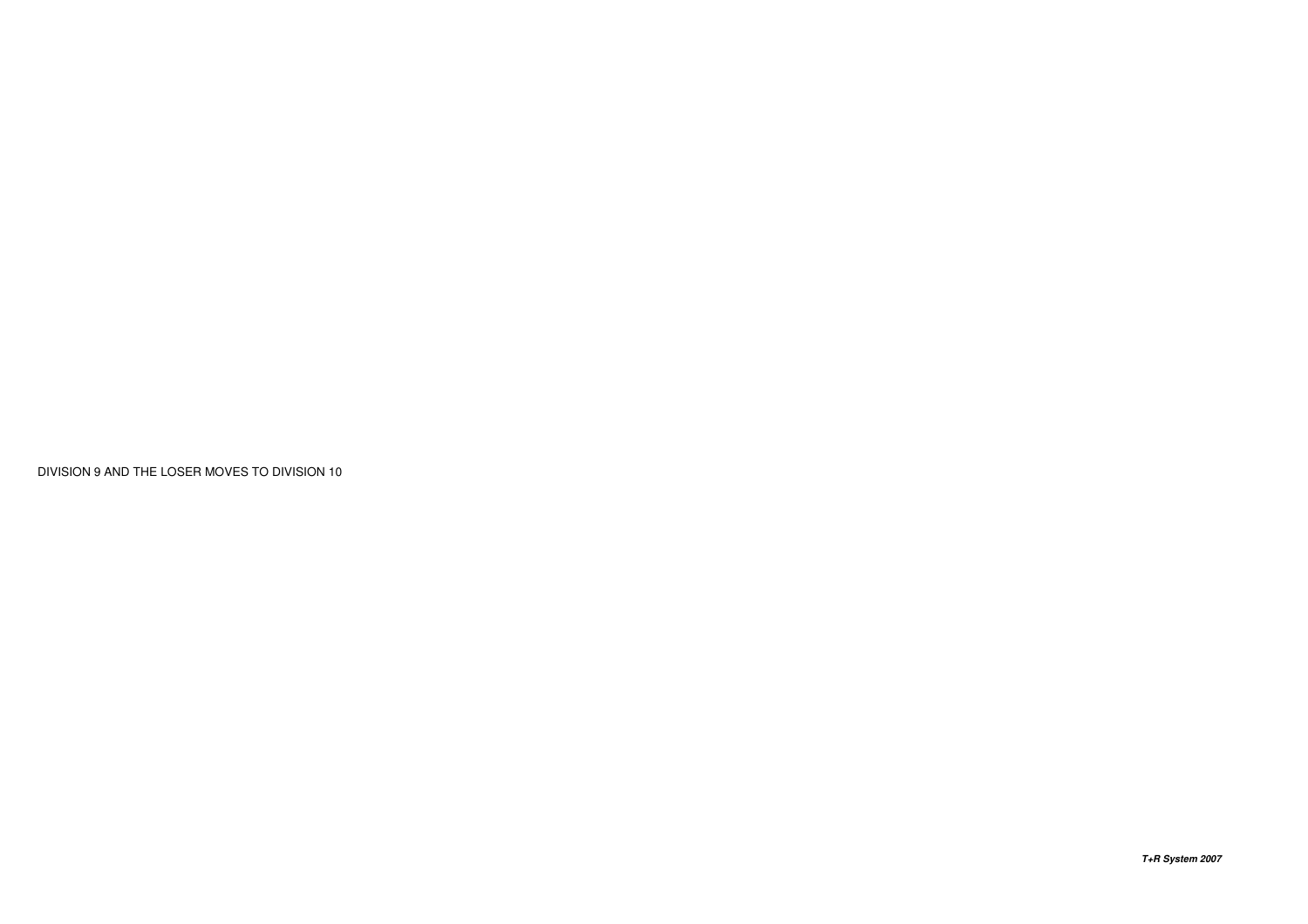DIVISION 9 AND THE LOSER MOVES TO DIVISION 10